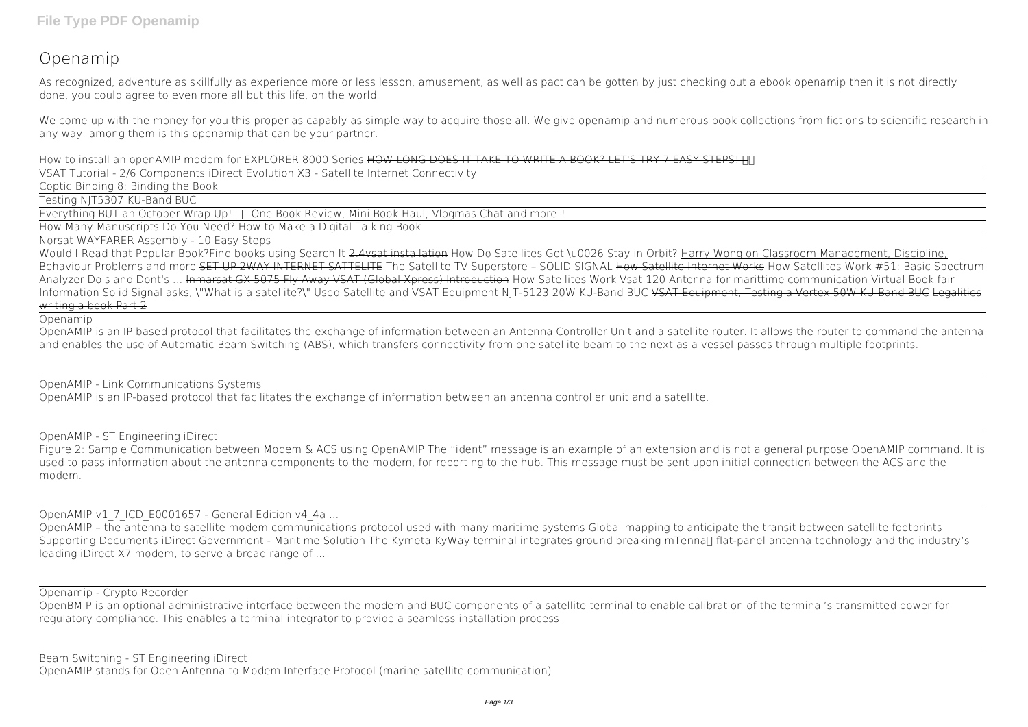# Openamip

As recognized, adventure as skillfully as experience more or less lesson, amusement, as well as pact can be gotten by just checking out a ebook openamip then it is not directly done, you could agree to even more all but this life, on the world.

We come up with the money for you this proper as capably as simple way to acquire those all. We give openamip and numerous book collections from fictions to scientific research in any way. among them is this openamip that can be your partner.

How to install an openAMIP modem for EXPLORER 8000 Series ~~HOW LONG DOES IT TAKE TO WRITE A BOOK? LET'S TRY 7 EASY STEPS!~~

VSAT Tutorial - 2/6 Components iDirect Evolution X3 - Satellite Internet Connectivity

Coptic Binding 8: Binding the Book

Testing NJT5307 KU-Band BUC

Everything BUT an October Wrap Up! One Book Review, Mini Book Haul, Vlogmas Chat and more!!

How Many Manuscripts Do You Need? How to Make a Digital Talking Book

Norsat WAYFARER Assembly - 10 Easy Steps

Would I Read that Popular Book?Find books using Search It ~~2.4vsat installation~~ How Do Satellites Get \u0026 Stay in Orbit? Harry Wong on Classroom Management, Discipline, Behaviour Problems and more ~~SET-UP 2WAY INTERNET SATTELITE~~ The Satellite TV Superstore – SOLID SIGNAL ~~How Satellite Internet Works~~ How Satellites Work #51: Basic Spectrum Analyzer Do's and Dont's ... ~~Inmarsat GX 5075 Fly Away VSAT (Global Xpress) Introduction~~ How Satellites Work Vsat 120 Antenna for marittime communication Virtual Book fair Information Solid Signal asks, \"What is a satellite?\" Used Satellite and VSAT Equipment NJT-5123 20W KU-Band BUC ~~VSAT Equipment, Testing a Vertex 50W KU-Band BUC~~ ~~Legalities writing a book Part 2~~

Openamip

OpenAMIP is an IP based protocol that facilitates the exchange of information between an Antenna Controller Unit and a satellite router. It allows the router to command the antenna and enables the use of Automatic Beam Switching (ABS), which transfers connectivity from one satellite beam to the next as a vessel passes through multiple footprints.

OpenAMIP - Link Communications Systems

OpenAMIP is an IP-based protocol that facilitates the exchange of information between an antenna controller unit and a satellite.

OpenAMIP - ST Engineering iDirect

Figure 2: Sample Communication between Modem & ACS using OpenAMIP The "ident" message is an example of an extension and is not a general purpose OpenAMIP command. It is used to pass information about the antenna components to the modem, for reporting to the hub. This message must be sent upon initial connection between the ACS and the modem.

OpenAMIP v1_7_ICD_E0001657 - General Edition v4_4a ...

OpenAMIP – the antenna to satellite modem communications protocol used with many maritime systems Global mapping to anticipate the transit between satellite footprints Supporting Documents iDirect Government - Maritime Solution The Kymeta KyWay terminal integrates ground breaking mTenna flat-panel antenna technology and the industry's leading iDirect X7 modem, to serve a broad range of ...

Openamip - Crypto Recorder

OpenBMIP is an optional administrative interface between the modem and BUC components of a satellite terminal to enable calibration of the terminal's transmitted power for regulatory compliance. This enables a terminal integrator to provide a seamless installation process.

Beam Switching - ST Engineering iDirect

OpenAMIP stands for Open Antenna to Modem Interface Protocol (marine satellite communication)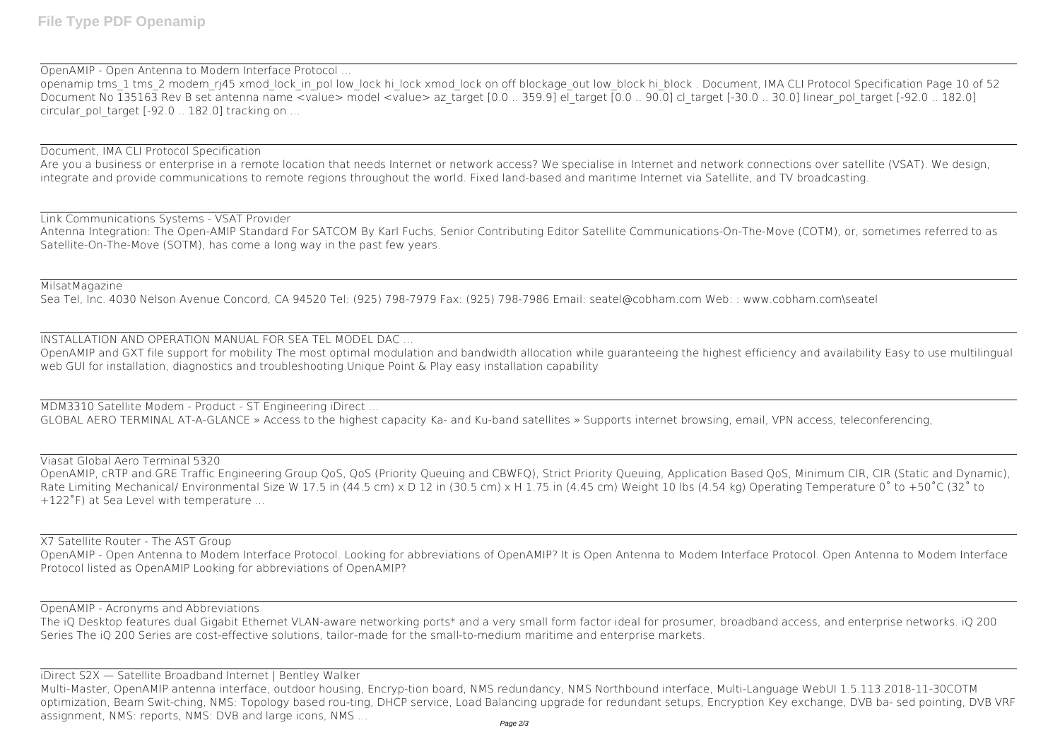OpenAMIP - Open Antenna to Modem Interface Protocol ...

openamip tms_1 tms_2 modem_rj45 xmod_lock_in_pol low_lock hi_lock xmod_lock on off blockage_out low_block hi_block . Document, IMA CLI Protocol Specification Page 10 of 52 Document No 135163 Rev B set antenna name <value> model <value> az_target [0.0 .. 359.9] el_target [0.0 .. 90.0] cl_target [-30.0 .. 30.0] linear_pol_target [-92.0 .. 182.0] circular_pol_target [-92.0 .. 182.0] tracking on ...

Document, IMA CLI Protocol Specification

Are you a business or enterprise in a remote location that needs Internet or network access? We specialise in Internet and network connections over satellite (VSAT). We design, integrate and provide communications to remote regions throughout the world. Fixed land-based and maritime Internet via Satellite, and TV broadcasting.

Link Communications Systems - VSAT Provider

Antenna Integration: The Open-AMIP Standard For SATCOM By Karl Fuchs, Senior Contributing Editor Satellite Communications-On-The-Move (COTM), or, sometimes referred to as Satellite-On-The-Move (SOTM), has come a long way in the past few years.

MilsatMagazine

Sea Tel, Inc. 4030 Nelson Avenue Concord, CA 94520 Tel: (925) 798-7979 Fax: (925) 798-7986 Email: seatel@cobham.com Web: : www.cobham.com\seatel

INSTALLATION AND OPERATION MANUAL FOR SEA TEL MODEL DAC ...

OpenAMIP and GXT file support for mobility The most optimal modulation and bandwidth allocation while guaranteeing the highest efficiency and availability Easy to use multilingual web GUI for installation, diagnostics and troubleshooting Unique Point & Play easy installation capability

MDM3310 Satellite Modem - Product - ST Engineering iDirect ...

GLOBAL AERO TERMINAL AT-A-GLANCE » Access to the highest capacity Ka- and Ku-band satellites » Supports internet browsing, email, VPN access, teleconferencing,

Viasat Global Aero Terminal 5320

OpenAMIP, cRTP and GRE Traffic Engineering Group QoS, QoS (Priority Queuing and CBWFQ), Strict Priority Queuing, Application Based QoS, Minimum CIR, CIR (Static and Dynamic), Rate Limiting Mechanical/ Environmental Size W 17.5 in (44.5 cm) x D 12 in (30.5 cm) x H 1.75 in (4.45 cm) Weight 10 lbs (4.54 kg) Operating Temperature 0˚ to +50˚C (32˚ to +122˚F) at Sea Level with temperature ...

X7 Satellite Router - The AST Group

OpenAMIP - Open Antenna to Modem Interface Protocol. Looking for abbreviations of OpenAMIP? It is Open Antenna to Modem Interface Protocol. Open Antenna to Modem Interface Protocol listed as OpenAMIP Looking for abbreviations of OpenAMIP?

OpenAMIP - Acronyms and Abbreviations

The iQ Desktop features dual Gigabit Ethernet VLAN-aware networking ports* and a very small form factor ideal for prosumer, broadband access, and enterprise networks. iQ 200 Series The iQ 200 Series are cost-effective solutions, tailor-made for the small-to-medium maritime and enterprise markets.

iDirect S2X — Satellite Broadband Internet | Bentley Walker

Multi-Master, OpenAMIP antenna interface, outdoor housing, Encryp-tion board, NMS redundancy, NMS Northbound interface, Multi-Language WebUI 1.5.113 2018-11-30COTM optimization, Beam Swit-ching, NMS: Topology based rou-ting, DHCP service, Load Balancing upgrade for redundant setups, Encryption Key exchange, DVB ba- sed pointing, DVB VRF assignment, NMS: reports, NMS: DVB and large icons, NMS ...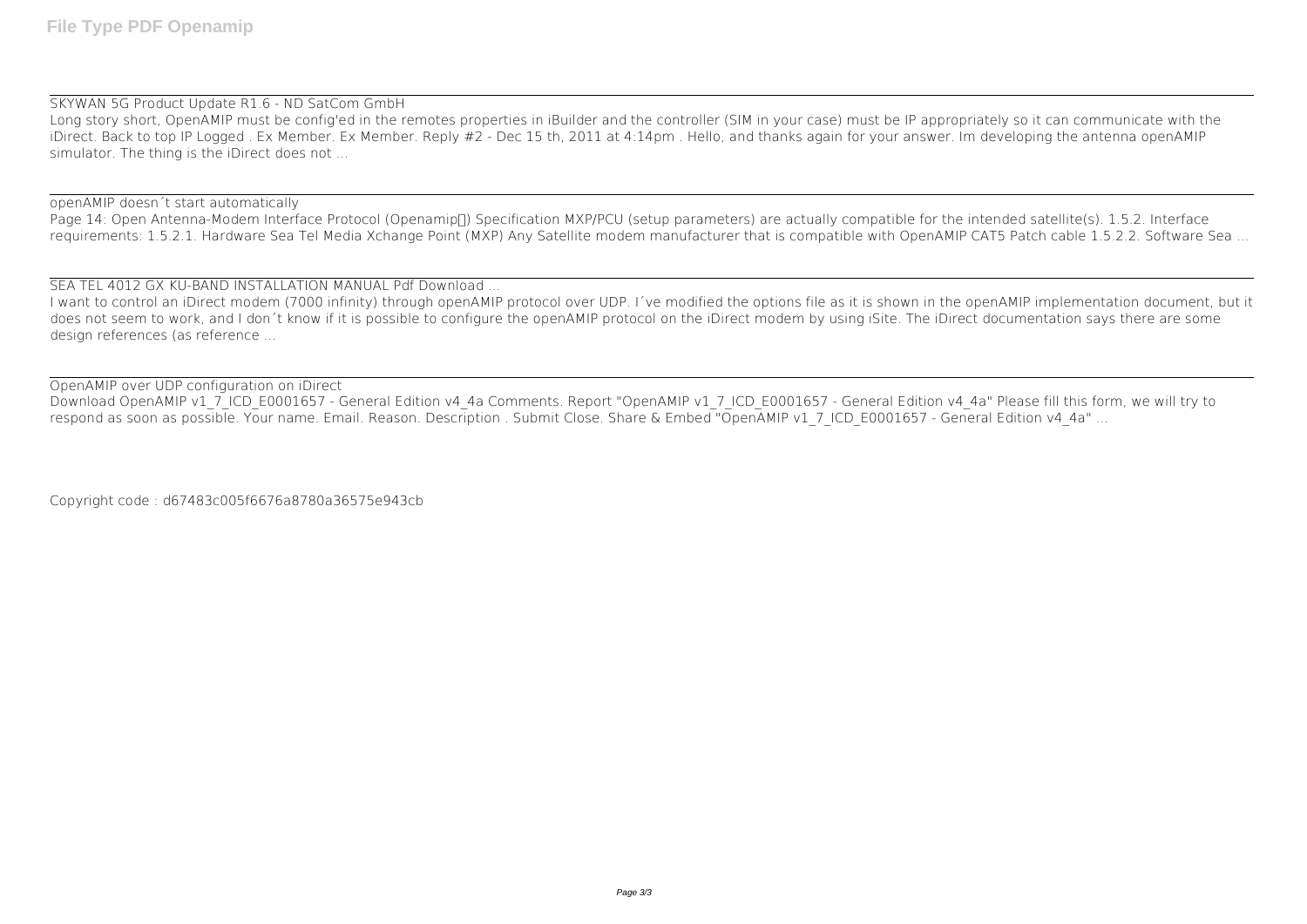SKYWAN 5G Product Update R1.6 - ND SatCom GmbH

Long story short, OpenAMIP must be config'ed in the remotes properties in iBuilder and the controller (SIM in your case) must be IP appropriately so it can communicate with the iDirect. Back to top IP Logged . Ex Member. Ex Member. Reply #2 - Dec 15 th, 2011 at 4:14pm . Hello, and thanks again for your answer. Im developing the antenna openAMIP simulator. The thing is the iDirect does not ...

openAMIP doesn´t start automatically

Page 14: Open Antenna-Modem Interface Protocol (Openamip) Specification MXP/PCU (setup parameters) are actually compatible for the intended satellite(s). 1.5.2. Interface requirements: 1.5.2.1. Hardware Sea Tel Media Xchange Point (MXP) Any Satellite modem manufacturer that is compatible with OpenAMIP CAT5 Patch cable 1.5.2.2. Software Sea ...

SEA TEL 4012 GX KU-BAND INSTALLATION MANUAL Pdf Download ...

I want to control an iDirect modem (7000 infinity) through openAMIP protocol over UDP. I´ve modified the options file as it is shown in the openAMIP implementation document, but it does not seem to work, and I don´t know if it is possible to configure the openAMIP protocol on the iDirect modem by using iSite. The iDirect documentation says there are some design references (as reference ...

OpenAMIP over UDP configuration on iDirect

Download OpenAMIP v1_7_ICD_E0001657 - General Edition v4_4a Comments. Report "OpenAMIP v1_7_ICD_E0001657 - General Edition v4_4a" Please fill this form, we will try to respond as soon as possible. Your name. Email. Reason. Description . Submit Close. Share & Embed "OpenAMIP v1_7_ICD_E0001657 - General Edition v4_4a" ...

Copyright code : d67483c005f6676a8780a36575e943cb